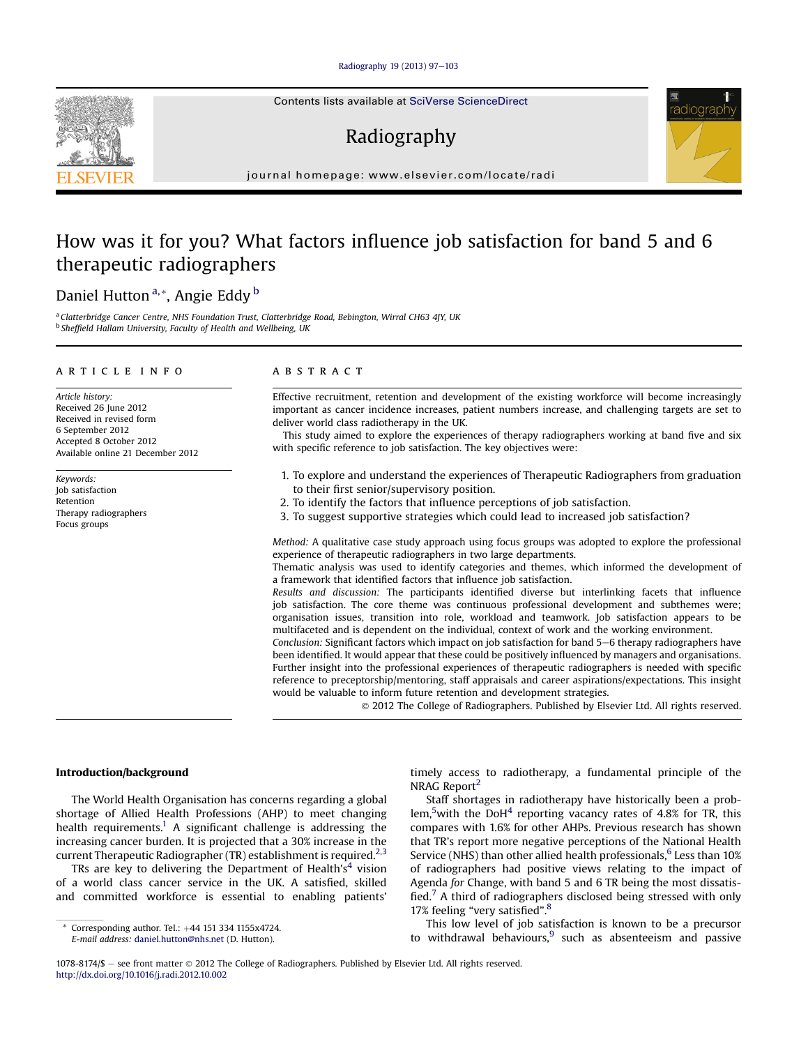# How was it for you? What factors influence job satisfaction for band 5 and 6 therapeutic radiographers

Daniel Hutton [a,*], Angie Eddy [b]

[a] Clatterbridge Cancer Centre, NHS Foundation Trust, Clatterbridge Road, Bebington, Wirral CH63 4JY, UK
[b] Sheffield Hallam University, Faculty of Health and Wellbeing, UK

## ARTICLE INFO

*Article history:*
Received 26 June 2012
Received in revised form
6 September 2012
Accepted 8 October 2012
Available online 21 December 2012

*Keywords:*
Job satisfaction
Retention
Therapy radiographers
Focus groups

## ABSTRACT

Effective recruitment, retention and development of the existing workforce will become increasingly important as cancer incidence increases, patient numbers increase, and challenging targets are set to deliver world class radiotherapy in the UK.

This study aimed to explore the experiences of therapy radiographers working at band five and six with specific reference to job satisfaction. The key objectives were:

1. To explore and understand the experiences of Therapeutic Radiographers from graduation to their first senior/supervisory position.
2. To identify the factors that influence perceptions of job satisfaction.
3. To suggest supportive strategies which could lead to increased job satisfaction?

*Method:* A qualitative case study approach using focus groups was adopted to explore the professional experience of therapeutic radiographers in two large departments.

Thematic analysis was used to identify categories and themes, which informed the development of a framework that identified factors that influence job satisfaction.

*Results and discussion:* The participants identified diverse but interlinking facets that influence job satisfaction. The core theme was continuous professional development and subthemes were; organisation issues, transition into role, workload and teamwork. Job satisfaction appears to be multifaceted and is dependent on the individual, context of work and the working environment.

*Conclusion:* Significant factors which impact on job satisfaction for band 5–6 therapy radiographers have been identified. It would appear that these could be positively influenced by managers and organisations. Further insight into the professional experiences of therapeutic radiographers is needed with specific reference to preceptorship/mentoring, staff appraisals and career aspirations/expectations. This insight would be valuable to inform future retention and development strategies.

© 2012 The College of Radiographers. Published by Elsevier Ltd. All rights reserved.

## Introduction/background

The World Health Organisation has concerns regarding a global shortage of Allied Health Professions (AHP) to meet changing health requirements.[1] A significant challenge is addressing the increasing cancer burden. It is projected that a 30% increase in the current Therapeutic Radiographer (TR) establishment is required.[2,3]

TRs are key to delivering the Department of Health's[4] vision of a world class cancer service in the UK. A satisfied, skilled and committed workforce is essential to enabling patients' timely access to radiotherapy, a fundamental principle of the NRAG Report[2]

Staff shortages in radiotherapy have historically been a problem,[5] with the DoH[4] reporting vacancy rates of 4.8% for TR, this compares with 1.6% for other AHPs. Previous research has shown that TR's report more negative perceptions of the National Health Service (NHS) than other allied health professionals,[6] Less than 10% of radiographers had positive views relating to the impact of Agenda *for* Change, with band 5 and 6 TR being the most dissatisfied.[7] A third of radiographers disclosed being stressed with only 17% feeling "very satisfied".[8]

This low level of job satisfaction is known to be a precursor to withdrawal behaviours,[9] such as absenteeism and passive

\* Corresponding author. Tel.: +44 151 334 1155x4724.
*E-mail address:* daniel.hutton@nhs.net (D. Hutton).

1078-8174/$ – see front matter © 2012 The College of Radiographers. Published by Elsevier Ltd. All rights reserved.
http://dx.doi.org/10.1016/j.radi.2012.10.002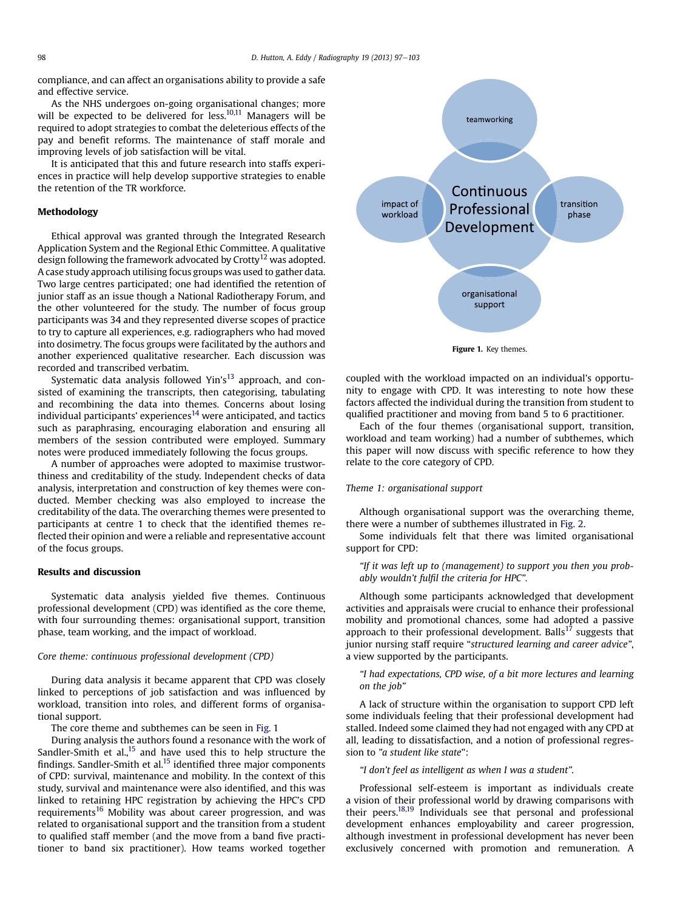compliance, and can affect an organisations ability to provide a safe and effective service.

As the NHS undergoes on-going organisational changes; more will be expected to be delivered for less.[10,11] Managers will be required to adopt strategies to combat the deleterious effects of the pay and benefit reforms. The maintenance of staff morale and improving levels of job satisfaction will be vital.

It is anticipated that this and future research into staffs experiences in practice will help develop supportive strategies to enable the retention of the TR workforce.

## Methodology

Ethical approval was granted through the Integrated Research Application System and the Regional Ethic Committee. A qualitative design following the framework advocated by Crotty[12] was adopted. A case study approach utilising focus groups was used to gather data. Two large centres participated; one had identified the retention of junior staff as an issue though a National Radiotherapy Forum, and the other volunteered for the study. The number of focus group participants was 34 and they represented diverse scopes of practice to try to capture all experiences, e.g. radiographers who had moved into dosimetry. The focus groups were facilitated by the authors and another experienced qualitative researcher. Each discussion was recorded and transcribed verbatim.

Systematic data analysis followed Yin's[13] approach, and consisted of examining the transcripts, then categorising, tabulating and recombining the data into themes. Concerns about losing individual participants' experiences[14] were anticipated, and tactics such as paraphrasing, encouraging elaboration and ensuring all members of the session contributed were employed. Summary notes were produced immediately following the focus groups.

A number of approaches were adopted to maximise trustworthiness and creditability of the study. Independent checks of data analysis, interpretation and construction of key themes were conducted. Member checking was also employed to increase the creditability of the data. The overarching themes were presented to participants at centre 1 to check that the identified themes reflected their opinion and were a reliable and representative account of the focus groups.

## Results and discussion

Systematic data analysis yielded five themes. Continuous professional development (CPD) was identified as the core theme, with four surrounding themes: organisational support, transition phase, team working, and the impact of workload.

### Core theme: continuous professional development (CPD)

During data analysis it became apparent that CPD was closely linked to perceptions of job satisfaction and was influenced by workload, transition into roles, and different forms of organisational support.

The core theme and subthemes can be seen in Fig. 1

During analysis the authors found a resonance with the work of Sandler-Smith et al.,[15] and have used this to help structure the findings. Sandler-Smith et al.[15] identified three major components of CPD: survival, maintenance and mobility. In the context of this study, survival and maintenance were also identified, and this was linked to retaining HPC registration by achieving the HPC's CPD requirements[16] Mobility was about career progression, and was related to organisational support and the transition from a student to qualified staff member (and the move from a band five practitioner to band six practitioner). How teams worked together coupled with the workload impacted on an individual's opportunity to engage with CPD. It was interesting to note how these factors affected the individual during the transition from student to qualified practitioner and moving from band 5 to 6 practitioner.

Each of the four themes (organisational support, transition, workload and team working) had a number of subthemes, which this paper will now discuss with specific reference to how they relate to the core category of CPD.

teamworking

impact of workload

Continuous Professional Development

transition phase

organisational support

**Figure 1.** Key themes.

### Theme 1: organisational support

Although organisational support was the overarching theme, there were a number of subthemes illustrated in Fig. 2.

Some individuals felt that there was limited organisational support for CPD:

> *"If it was left up to (management) to support you then you probably wouldn't fulfil the criteria for HPC".*

Although some participants acknowledged that development activities and appraisals were crucial to enhance their professional mobility and promotional chances, some had adopted a passive approach to their professional development. Balls[17] suggests that junior nursing staff require "*structured learning and career advice*", a view supported by the participants.

> *"I had expectations, CPD wise, of a bit more lectures and learning on the job"*

A lack of structure within the organisation to support CPD left some individuals feeling that their professional development had stalled. Indeed some claimed they had not engaged with any CPD at all, leading to dissatisfaction, and a notion of professional regression to "*a student like state*":

> *"I don't feel as intelligent as when I was a student".*

Professional self-esteem is important as individuals create a vision of their professional world by drawing comparisons with their peers.[18,19] Individuals see that personal and professional development enhances employability and career progression, although investment in professional development has never been exclusively concerned with promotion and remuneration. A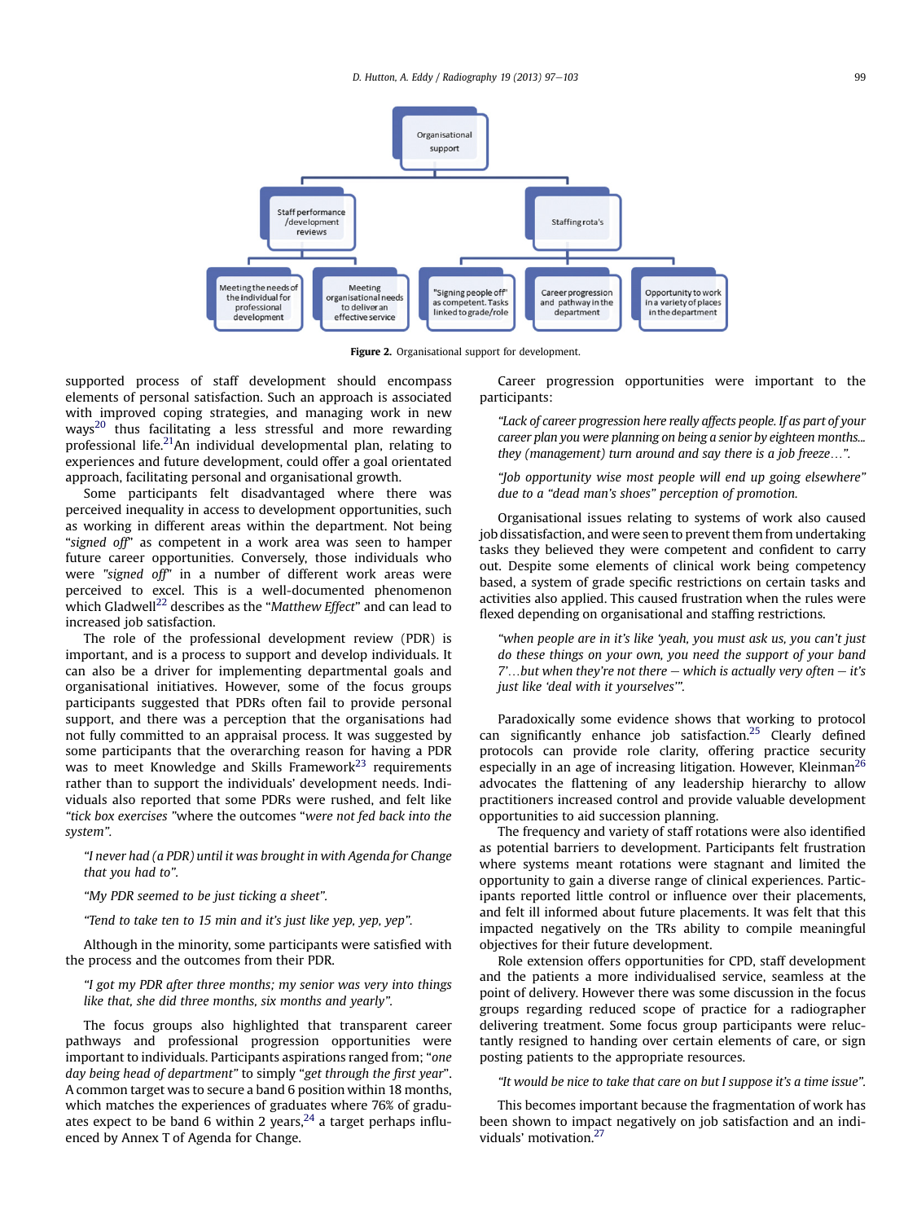Organisational support

Staff performance /development reviews

Staffing rota's

Meeting the needs of the individual for professional development

Meeting organisational needs to deliver an effective service

"Signing people off" as competent. Tasks linked to grade/role

Career progression and pathway in the department

Opportunity to work in a variety of places in the department

**Figure 2.** Organisational support for development.

supported process of staff development should encompass elements of personal satisfaction. Such an approach is associated with improved coping strategies, and managing work in new ways[20] thus facilitating a less stressful and more rewarding professional life.[21] An individual developmental plan, relating to experiences and future development, could offer a goal orientated approach, facilitating personal and organisational growth.

Some participants felt disadvantaged where there was perceived inequality in access to development opportunities, such as working in different areas within the department. Not being "*signed off*" as competent in a work area was seen to hamper future career opportunities. Conversely, those individuals who were *"signed off"* in a number of different work areas were perceived to excel. This is a well-documented phenomenon which Gladwell[22] describes as the "*Matthew Effect*" and can lead to increased job satisfaction.

The role of the professional development review (PDR) is important, and is a process to support and develop individuals. It can also be a driver for implementing departmental goals and organisational initiatives. However, some of the focus groups participants suggested that PDRs often fail to provide personal support, and there was a perception that the organisations had not fully committed to an appraisal process. It was suggested by some participants that the overarching reason for having a PDR was to meet Knowledge and Skills Framework[23] requirements rather than to support the individuals' development needs. Individuals also reported that some PDRs were rushed, and felt like *"tick box exercises "*where the outcomes "*were not fed back into the system".*

> *"I never had (a PDR) until it was brought in with Agenda for Change that you had to".*

> *"My PDR seemed to be just ticking a sheet".*

> *"Tend to take ten to 15 min and it's just like yep, yep, yep".*

Although in the minority, some participants were satisfied with the process and the outcomes from their PDR.

> *"I got my PDR after three months; my senior was very into things like that, she did three months, six months and yearly".*

The focus groups also highlighted that transparent career pathways and professional progression opportunities were important to individuals. Participants aspirations ranged from; "*one day being head of department"* to simply "*get through the first year*". A common target was to secure a band 6 position within 18 months, which matches the experiences of graduates where 76% of graduates expect to be band 6 within 2 years,[24] a target perhaps influenced by Annex T of Agenda for Change.

Career progression opportunities were important to the participants:

> *"Lack of career progression here really affects people. If as part of your career plan you were planning on being a senior by eighteen months... they (management) turn around and say there is a job freeze…".*

> *"Job opportunity wise most people will end up going elsewhere"* due to a *"dead man's shoes" perception of promotion.*

Organisational issues relating to systems of work also caused job dissatisfaction, and were seen to prevent them from undertaking tasks they believed they were competent and confident to carry out. Despite some elements of clinical work being competency based, a system of grade specific restrictions on certain tasks and activities also applied. This caused frustration when the rules were flexed depending on organisational and staffing restrictions.

> *"when people are in it's like 'yeah, you must ask us, you can't just do these things on your own, you need the support of your band 7'…but when they're not there – which is actually very often – it's just like 'deal with it yourselves'".*

Paradoxically some evidence shows that working to protocol can significantly enhance job satisfaction.[25] Clearly defined protocols can provide role clarity, offering practice security especially in an age of increasing litigation. However, Kleinman[26] advocates the flattening of any leadership hierarchy to allow practitioners increased control and provide valuable development opportunities to aid succession planning.

The frequency and variety of staff rotations were also identified as potential barriers to development. Participants felt frustration where systems meant rotations were stagnant and limited the opportunity to gain a diverse range of clinical experiences. Participants reported little control or influence over their placements, and felt ill informed about future placements. It was felt that this impacted negatively on the TRs ability to compile meaningful objectives for their future development.

Role extension offers opportunities for CPD, staff development and the patients a more individualised service, seamless at the point of delivery. However there was some discussion in the focus groups regarding reduced scope of practice for a radiographer delivering treatment. Some focus group participants were reluctantly resigned to handing over certain elements of care, or sign posting patients to the appropriate resources.

> *"It would be nice to take that care on but I suppose it's a time issue".*

This becomes important because the fragmentation of work has been shown to impact negatively on job satisfaction and an individuals' motivation.[27]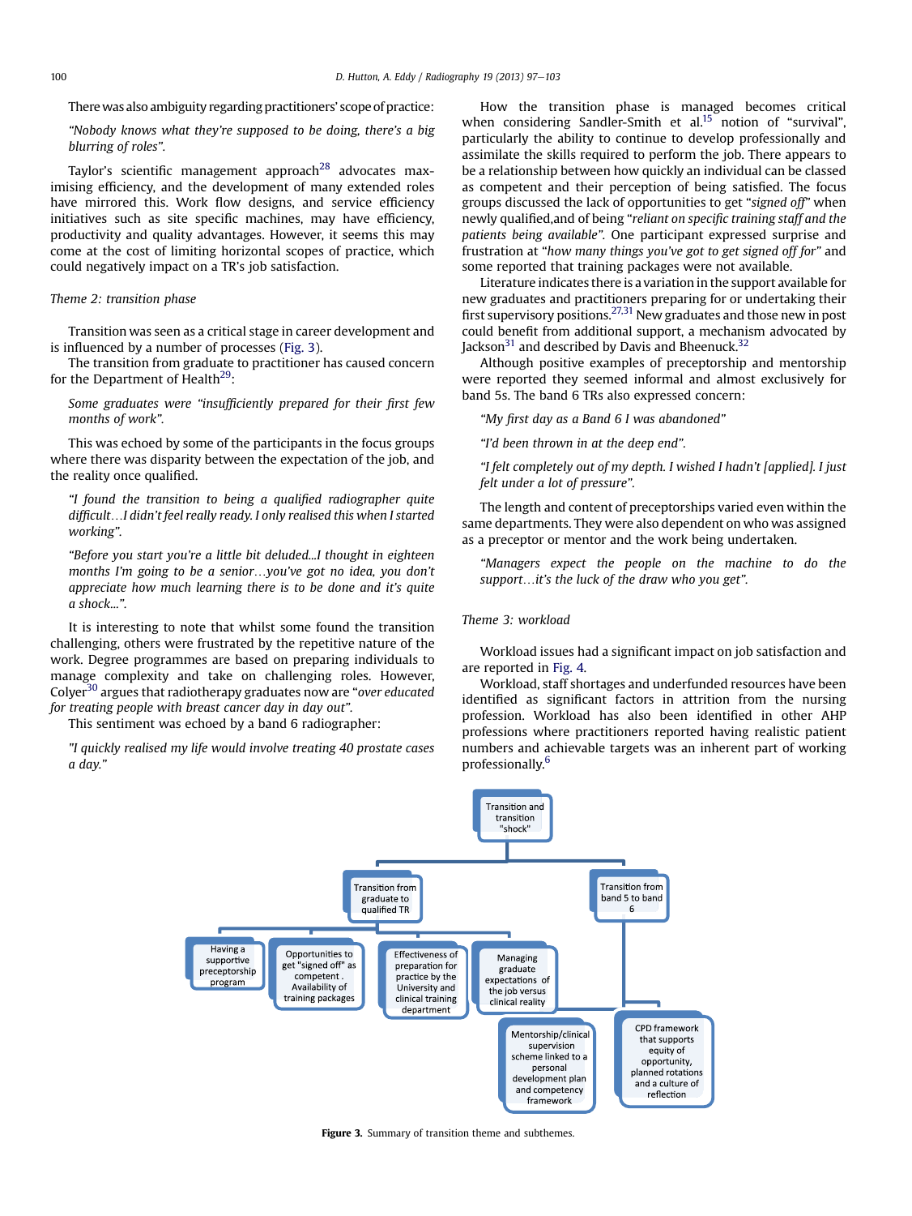There was also ambiguity regarding practitioners' scope of practice:

> *"Nobody knows what they're supposed to be doing, there's a big blurring of roles".*

Taylor's scientific management approach[28] advocates maximising efficiency, and the development of many extended roles have mirrored this. Work flow designs, and service efficiency initiatives such as site specific machines, may have efficiency, productivity and quality advantages. However, it seems this may come at the cost of limiting horizontal scopes of practice, which could negatively impact on a TR's job satisfaction.

*Theme 2: transition phase*

Transition was seen as a critical stage in career development and is influenced by a number of processes (Fig. 3).

The transition from graduate to practitioner has caused concern for the Department of Health[29]:

> *Some graduates were "insufficiently prepared for their first few months of work".*

This was echoed by some of the participants in the focus groups where there was disparity between the expectation of the job, and the reality once qualified.

> *"I found the transition to being a qualified radiographer quite difficult…I didn't feel really ready. I only realised this when I started working".*

> *"Before you start you're a little bit deluded...I thought in eighteen months I'm going to be a senior…you've got no idea, you don't appreciate how much learning there is to be done and it's quite a shock...".*

It is interesting to note that whilst some found the transition challenging, others were frustrated by the repetitive nature of the work. Degree programmes are based on preparing individuals to manage complexity and take on challenging roles. However, Colyer[30] argues that radiotherapy graduates now are "*over educated for treating people with breast cancer day in day out*".

This sentiment was echoed by a band 6 radiographer:

> *"I quickly realised my life would involve treating 40 prostate cases a day."*

How the transition phase is managed becomes critical when considering Sandler-Smith et al.[15] notion of "survival", particularly the ability to continue to develop professionally and assimilate the skills required to perform the job. There appears to be a relationship between how quickly an individual can be classed as competent and their perception of being satisfied. The focus groups discussed the lack of opportunities to get "*signed off*" when newly qualified,and of being "*reliant on specific training staff and the patients being available*". One participant expressed surprise and frustration at "*how many things you've got to get signed off for*" and some reported that training packages were not available.

Literature indicates there is a variation in the support available for new graduates and practitioners preparing for or undertaking their first supervisory positions.[27,31] New graduates and those new in post could benefit from additional support, a mechanism advocated by Jackson[31] and described by Davis and Bheenuck.[32]

Although positive examples of preceptorship and mentorship were reported they seemed informal and almost exclusively for band 5s. The band 6 TRs also expressed concern:

> *"My first day as a Band 6 I was abandoned"*

> *"I'd been thrown in at the deep end".*

> *"I felt completely out of my depth. I wished I hadn't [applied]. I just felt under a lot of pressure".*

The length and content of preceptorships varied even within the same departments. They were also dependent on who was assigned as a preceptor or mentor and the work being undertaken.

> *"Managers expect the people on the machine to do the support…it's the luck of the draw who you get".*

*Theme 3: workload*

Workload issues had a significant impact on job satisfaction and are reported in Fig. 4.

Workload, staff shortages and underfunded resources have been identified as significant factors in attrition from the nursing profession. Workload has also been identified in other AHP professions where practitioners reported having realistic patient numbers and achievable targets was an inherent part of working professionally.[6]

Transition and transition "shock"
- Transition from graduate to qualified TR
  - Having a supportive preceptorship program
  - Opportunities to get "signed off" as competent . Availability of training packages
  - Effectiveness of preparation for practice by the University and clinical training department
  - Managing graduate expectations of the job versus clinical reality
  - Mentorship/clinical supervision scheme linked to a personal development plan and competency framework
- Transition from band 5 to band 6
  - CPD framework that supports equity of opportunity, planned rotations and a culture of reflection

**Figure 3.** Summary of transition theme and subthemes.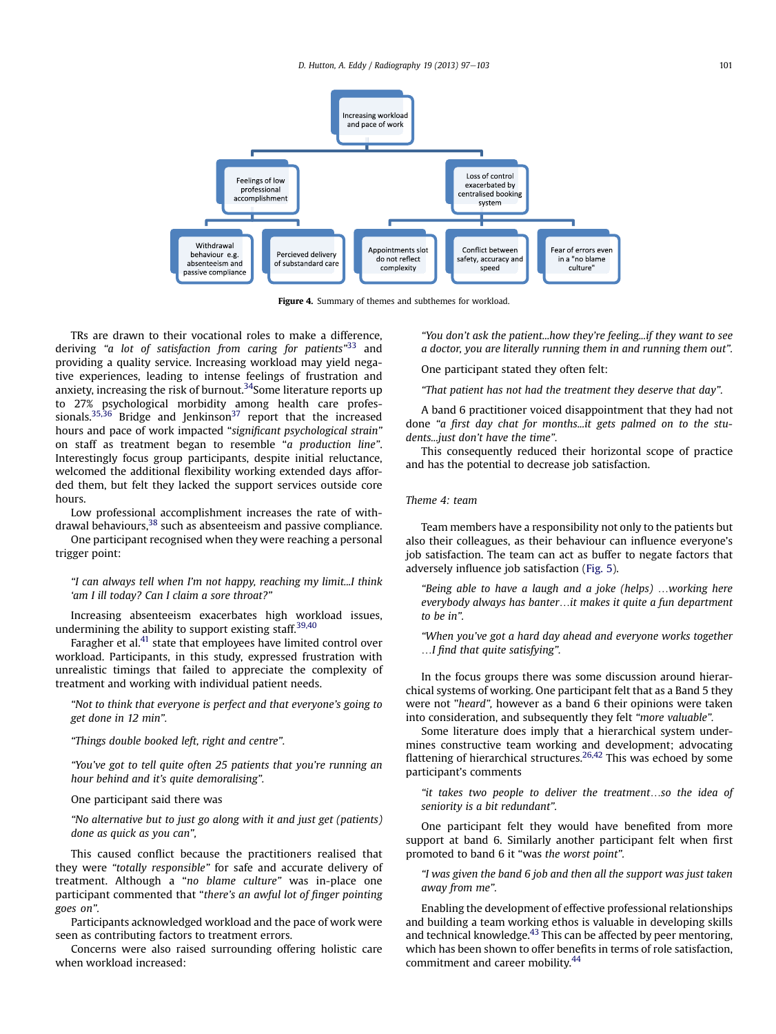Increasing workload and pace of work

Feelings of low professional accomplishment

Loss of control exacerbated by centralised booking system

Withdrawal behaviour e.g. absenteeism and passive compliance

Percieved delivery of substandard care

Appointments slot do not reflect complexity

Conflict between safety, accuracy and speed

Fear of errors even in a "no blame culture"

**Figure 4.** Summary of themes and subthemes for workload.

TRs are drawn to their vocational roles to make a difference, deriving *"a lot of satisfaction from caring for patients"*[33] and providing a quality service. Increasing workload may yield negative experiences, leading to intense feelings of frustration and anxiety, increasing the risk of burnout.[34] Some literature reports up to 27% psychological morbidity among health care professionals.[35,36] Bridge and Jenkinson[37] report that the increased hours and pace of work impacted "*significant psychological strain*" on staff as treatment began to resemble "*a production line*". Interestingly focus group participants, despite initial reluctance, welcomed the additional flexibility working extended days afforded them, but felt they lacked the support services outside core hours.

Low professional accomplishment increases the rate of withdrawal behaviours,[38] such as absenteeism and passive compliance.

One participant recognised when they were reaching a personal trigger point:

> *"I can always tell when I'm not happy, reaching my limit...I think 'am I ill today? Can I claim a sore throat?"*

Increasing absenteeism exacerbates high workload issues, undermining the ability to support existing staff.[39,40]

Faragher et al.[41] state that employees have limited control over workload. Participants, in this study, expressed frustration with unrealistic timings that failed to appreciate the complexity of treatment and working with individual patient needs.

> *"Not to think that everyone is perfect and that everyone's going to get done in 12 min".*

> *"Things double booked left, right and centre".*

> *"You've got to tell quite often 25 patients that you're running an hour behind and it's quite demoralising".*

One participant said there was

> *"No alternative but to just go along with it and just get (patients) done as quick as you can",*

This caused conflict because the practitioners realised that they were *"totally responsible"* for safe and accurate delivery of treatment. Although a "*no blame culture*" was in-place one participant commented that "*there's an awful lot of finger pointing goes on*".

Participants acknowledged workload and the pace of work were seen as contributing factors to treatment errors.

Concerns were also raised surrounding offering holistic care when workload increased:

> *"You don't ask the patient...how they're feeling...if they want to see a doctor, you are literally running them in and running them out".*

One participant stated they often felt:

> *"That patient has not had the treatment they deserve that day".*

A band 6 practitioner voiced disappointment that they had not done *"a first day chat for months...it gets palmed on to the students...just don't have the time"*.

This consequently reduced their horizontal scope of practice and has the potential to decrease job satisfaction.

### *Theme 4: team*

Team members have a responsibility not only to the patients but also their colleagues, as their behaviour can influence everyone's job satisfaction. The team can act as buffer to negate factors that adversely influence job satisfaction (Fig. 5).

> *"Being able to have a laugh and a joke (helps) …working here everybody always has banter…it makes it quite a fun department to be in".*

> *"When you've got a hard day ahead and everyone works together …I find that quite satisfying".*

In the focus groups there was some discussion around hierarchical systems of working. One participant felt that as a Band 5 they were not *"heard"*, however as a band 6 their opinions were taken into consideration, and subsequently they felt *"more valuable"*.

Some literature does imply that a hierarchical system undermines constructive team working and development; advocating flattening of hierarchical structures.[26,42] This was echoed by some participant's comments

> *"it takes two people to deliver the treatment…so the idea of seniority is a bit redundant".*

One participant felt they would have benefited from more support at band 6. Similarly another participant felt when first promoted to band 6 it "was *the worst point*".

> *"I was given the band 6 job and then all the support was just taken away from me".*

Enabling the development of effective professional relationships and building a team working ethos is valuable in developing skills and technical knowledge.[43] This can be affected by peer mentoring, which has been shown to offer benefits in terms of role satisfaction, commitment and career mobility.[44]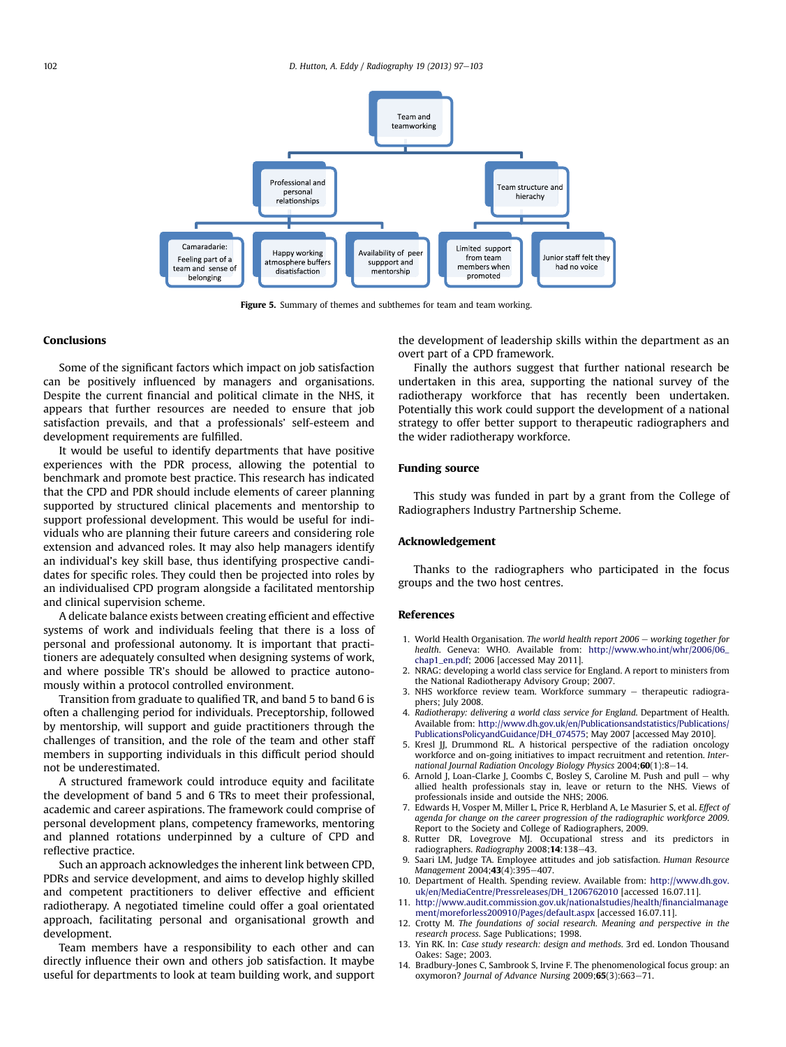Figure 5. Summary of themes and subthemes for team and team working.

## Conclusions

Some of the significant factors which impact on job satisfaction can be positively influenced by managers and organisations. Despite the current financial and political climate in the NHS, it appears that further resources are needed to ensure that job satisfaction prevails, and that a professionals' self-esteem and development requirements are fulfilled.

It would be useful to identify departments that have positive experiences with the PDR process, allowing the potential to benchmark and promote best practice. This research has indicated that the CPD and PDR should include elements of career planning supported by structured clinical placements and mentorship to support professional development. This would be useful for individuals who are planning their future careers and considering role extension and advanced roles. It may also help managers identify an individual's key skill base, thus identifying prospective candidates for specific roles. They could then be projected into roles by an individualised CPD program alongside a facilitated mentorship and clinical supervision scheme.

A delicate balance exists between creating efficient and effective systems of work and individuals feeling that there is a loss of personal and professional autonomy. It is important that practitioners are adequately consulted when designing systems of work, and where possible TR's should be allowed to practice autonomously within a protocol controlled environment.

Transition from graduate to qualified TR, and band 5 to band 6 is often a challenging period for individuals. Preceptorship, followed by mentorship, will support and guide practitioners through the challenges of transition, and the role of the team and other staff members in supporting individuals in this difficult period should not be underestimated.

A structured framework could introduce equity and facilitate the development of band 5 and 6 TRs to meet their professional, academic and career aspirations. The framework could comprise of personal development plans, competency frameworks, mentoring and planned rotations underpinned by a culture of CPD and reflective practice.

Such an approach acknowledges the inherent link between CPD, PDRs and service development, and aims to develop highly skilled and competent practitioners to deliver effective and efficient radiotherapy. A negotiated timeline could offer a goal orientated approach, facilitating personal and organisational growth and development.

Team members have a responsibility to each other and can directly influence their own and others job satisfaction. It maybe useful for departments to look at team building work, and support the development of leadership skills within the department as an overt part of a CPD framework.

Finally the authors suggest that further national research be undertaken in this area, supporting the national survey of the radiotherapy workforce that has recently been undertaken. Potentially this work could support the development of a national strategy to offer better support to therapeutic radiographers and the wider radiotherapy workforce.

## Funding source

This study was funded in part by a grant from the College of Radiographers Industry Partnership Scheme.

## Acknowledgement

Thanks to the radiographers who participated in the focus groups and the two host centres.

## References

1. World Health Organisation. *The world health report 2006 – working together for health*. Geneva: WHO. Available from: http://www.who.int/whr/2006/06_chap1_en.pdf; 2006 [accessed May 2011].
2. NRAG: developing a world class service for England. A report to ministers from the National Radiotherapy Advisory Group; 2007.
3. NHS workforce review team. Workforce summary – therapeutic radiographers; July 2008.
4. *Radiotherapy: delivering a world class service for England*. Department of Health. Available from: http://www.dh.gov.uk/en/Publicationsandstatistics/Publications/PublicationsPolicyandGuidance/DH_074575; May 2007 [accessed May 2010].
5. Kresl JJ, Drummond RL. A historical perspective of the radiation oncology workforce and on-going initiatives to impact recruitment and retention. *International Journal Radiation Oncology Biology Physics* 2004;**60**(1):8–14.
6. Arnold J, Loan-Clarke J, Coombs C, Bosley S, Caroline M. Push and pull – why allied health professionals stay in, leave or return to the NHS. Views of professionals inside and outside the NHS; 2006.
7. Edwards H, Vosper M, Miller L, Price R, Herbland A, Le Masurier S, et al. *Effect of agenda for change on the career progression of the radiographic workforce 2009*. Report to the Society and College of Radiographers, 2009.
8. Rutter DR, Lovegrove MJ. Occupational stress and its predictors in radiographers. *Radiography* 2008;**14**:138–43.
9. Saari LM, Judge TA. Employee attitudes and job satisfaction. *Human Resource Management* 2004;**43**(4):395–407.
10. Department of Health. Spending review. Available from: http://www.dh.gov.uk/en/MediaCentre/Pressreleases/DH_1206762010 [accessed 16.07.11].
11. http://www.audit.commission.gov.uk/nationalstudies/health/financialmanagement/moreforless200910/Pages/default.aspx [accessed 16.07.11].
12. Crotty M. *The foundations of social research. Meaning and perspective in the research process*. Sage Publications; 1998.
13. Yin RK. In: *Case study research: design and methods*. 3rd ed. London Thousand Oakes: Sage; 2003.
14. Bradbury-Jones C, Sambrook S, Irvine F. The phenomenological focus group: an oxymoron? *Journal of Advance Nursing* 2009;**65**(3):663–71.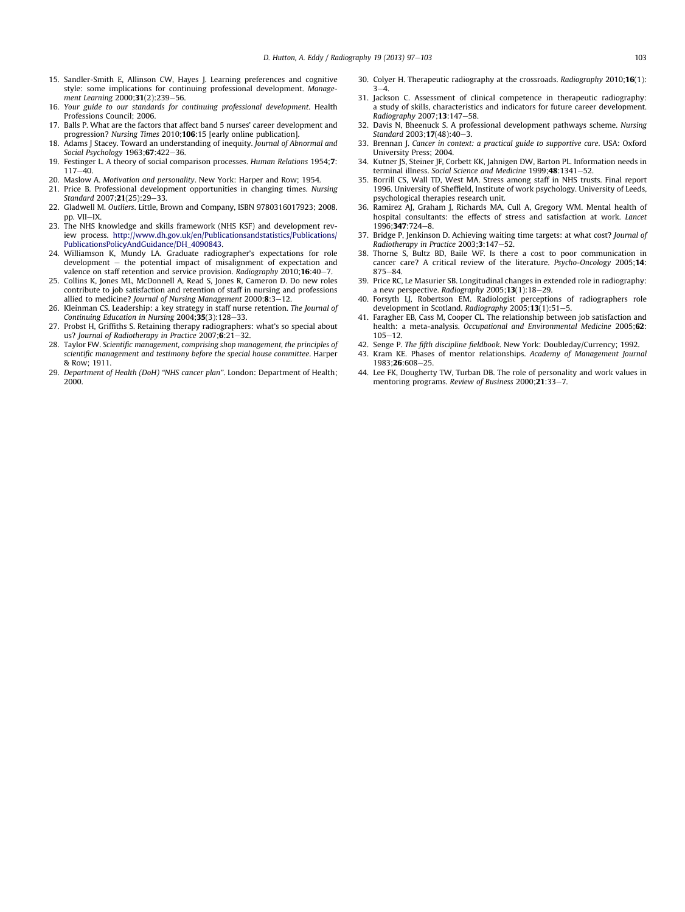15. Sandler-Smith E, Allinson CW, Hayes J. Learning preferences and cognitive style: some implications for continuing professional development. *Management Learning* 2000;**31**(2):239–56.
16. *Your guide to our standards for continuing professional development*. Health Professions Council; 2006.
17. Balls P. What are the factors that affect band 5 nurses' career development and progression? *Nursing Times* 2010;**106**:15 [early online publication].
18. Adams J Stacey. Toward an understanding of inequity. *Journal of Abnormal and Social Psychology* 1963;**67**:422–36.
19. Festinger L. A theory of social comparison processes. *Human Relations* 1954;**7**: 117–40.
20. Maslow A. *Motivation and personality*. New York: Harper and Row; 1954.
21. Price B. Professional development opportunities in changing times. *Nursing Standard* 2007;**21**(25):29–33.
22. Gladwell M. *Outliers*. Little, Brown and Company, ISBN 9780316017923; 2008. pp. VII–IX.
23. The NHS knowledge and skills framework (NHS KSF) and development review process. http://www.dh.gov.uk/en/Publicationsandstatistics/Publications/PublicationsPolicyAndGuidance/DH_4090843.
24. Williamson K, Mundy LA. Graduate radiographer's expectations for role development – the potential impact of misalignment of expectation and valence on staff retention and service provision. *Radiography* 2010;**16**:40–7.
25. Collins K, Jones ML, McDonnell A, Read S, Jones R, Cameron D. Do new roles contribute to job satisfaction and retention of staff in nursing and professions allied to medicine? *Journal of Nursing Management* 2000;**8**:3–12.
26. Kleinman CS. Leadership: a key strategy in staff nurse retention. *The Journal of Continuing Education in Nursing* 2004;**35**(3):128–33.
27. Probst H, Griffiths S. Retaining therapy radiographers: what's so special about us? *Journal of Radiotherapy in Practice* 2007;**6**:21–32.
28. Taylor FW. *Scientific management, comprising shop management, the principles of scientific management and testimony before the special house committee*. Harper & Row; 1911.
29. *Department of Health (DoH) "NHS cancer plan"*. London: Department of Health; 2000.
30. Colyer H. Therapeutic radiography at the crossroads. *Radiography* 2010;**16**(1): 3–4.
31. Jackson C. Assessment of clinical competence in therapeutic radiography: a study of skills, characteristics and indicators for future career development. *Radiography* 2007;**13**:147–58.
32. Davis N, Bheenuck S. A professional development pathways scheme. *Nursing Standard* 2003;**17**(48):40–3.
33. Brennan J. *Cancer in context: a practical guide to supportive care*. USA: Oxford University Press; 2004.
34. Kutner JS, Steiner JF, Corbett KK, Jahnigen DW, Barton PL. Information needs in terminal illness. *Social Science and Medicine* 1999;**48**:1341–52.
35. Borrill CS, Wall TD, West MA. Stress among staff in NHS trusts. Final report 1996. University of Sheffield, Institute of work psychology. University of Leeds, psychological therapies research unit.
36. Ramirez AJ, Graham J, Richards MA, Cull A, Gregory WM. Mental health of hospital consultants: the effects of stress and satisfaction at work. *Lancet* 1996;**347**:724–8.
37. Bridge P, Jenkinson D. Achieving waiting time targets: at what cost? *Journal of Radiotherapy in Practice* 2003;**3**:147–52.
38. Thorne S, Bultz BD, Baile WF. Is there a cost to poor communication in cancer care? A critical review of the literature. *Psycho-Oncology* 2005;**14**: 875–84.
39. Price RC, Le Masurier SB. Longitudinal changes in extended role in radiography: a new perspective. *Radiography* 2005;**13**(1):18–29.
40. Forsyth LJ, Robertson EM. Radiologist perceptions of radiographers role development in Scotland. *Radiography* 2005;**13**(1):51–5.
41. Faragher EB, Cass M, Cooper CL. The relationship between job satisfaction and health: a meta-analysis. *Occupational and Environmental Medicine* 2005;**62**: 105–12.
42. Senge P. *The fifth discipline fieldbook*. New York: Doubleday/Currency; 1992.
43. Kram KE. Phases of mentor relationships. *Academy of Management Journal* 1983;**26**:608–25.
44. Lee FK, Dougherty TW, Turban DB. The role of personality and work values in mentoring programs. *Review of Business* 2000;**21**:33–7.